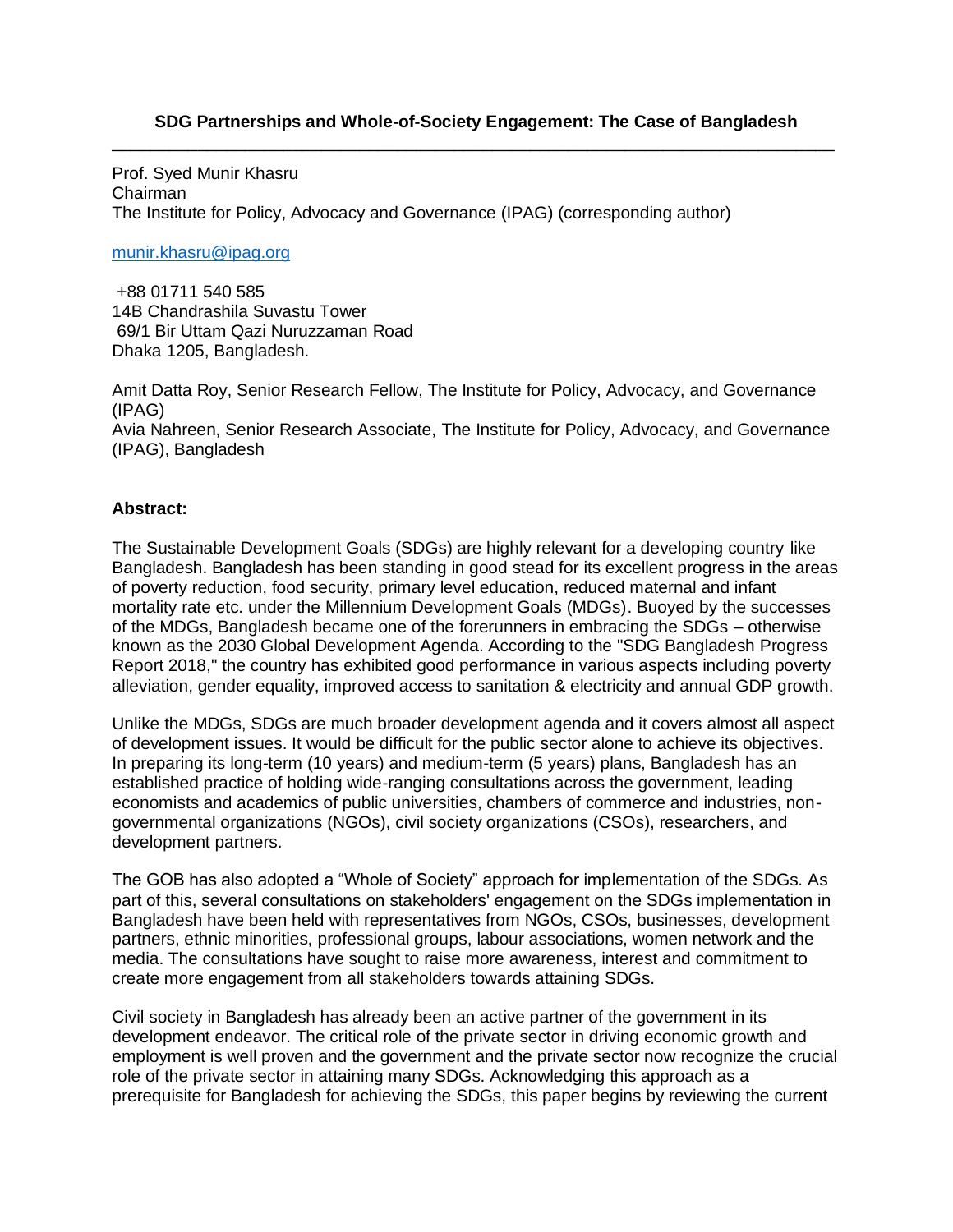**SDG Partnerships and Whole-of-Society Engagement: The Case of Bangladesh**

---

Prof. Syed Munir Khasru
Chairman
The Institute for Policy, Advocacy and Governance (IPAG) (corresponding author)

munir.khasru@ipag.org

+88 01711 540 585
14B Chandrashila Suvastu Tower
69/1 Bir Uttam Qazi Nuruzzaman Road
Dhaka 1205, Bangladesh.

Amit Datta Roy, Senior Research Fellow, The Institute for Policy, Advocacy, and Governance (IPAG)
Avia Nahreen, Senior Research Associate, The Institute for Policy, Advocacy, and Governance (IPAG), Bangladesh

**Abstract:**

The Sustainable Development Goals (SDGs) are highly relevant for a developing country like Bangladesh. Bangladesh has been standing in good stead for its excellent progress in the areas of poverty reduction, food security, primary level education, reduced maternal and infant mortality rate etc. under the Millennium Development Goals (MDGs). Buoyed by the successes of the MDGs, Bangladesh became one of the forerunners in embracing the SDGs – otherwise known as the 2030 Global Development Agenda. According to the "SDG Bangladesh Progress Report 2018," the country has exhibited good performance in various aspects including poverty alleviation, gender equality, improved access to sanitation & electricity and annual GDP growth.

Unlike the MDGs, SDGs are much broader development agenda and it covers almost all aspect of development issues. It would be difficult for the public sector alone to achieve its objectives. In preparing its long-term (10 years) and medium-term (5 years) plans, Bangladesh has an established practice of holding wide-ranging consultations across the government, leading economists and academics of public universities, chambers of commerce and industries, non-governmental organizations (NGOs), civil society organizations (CSOs), researchers, and development partners.

The GOB has also adopted a "Whole of Society" approach for implementation of the SDGs. As part of this, several consultations on stakeholders' engagement on the SDGs implementation in Bangladesh have been held with representatives from NGOs, CSOs, businesses, development partners, ethnic minorities, professional groups, labour associations, women network and the media. The consultations have sought to raise more awareness, interest and commitment to create more engagement from all stakeholders towards attaining SDGs.

Civil society in Bangladesh has already been an active partner of the government in its development endeavor. The critical role of the private sector in driving economic growth and employment is well proven and the government and the private sector now recognize the crucial role of the private sector in attaining many SDGs. Acknowledging this approach as a prerequisite for Bangladesh for achieving the SDGs, this paper begins by reviewing the current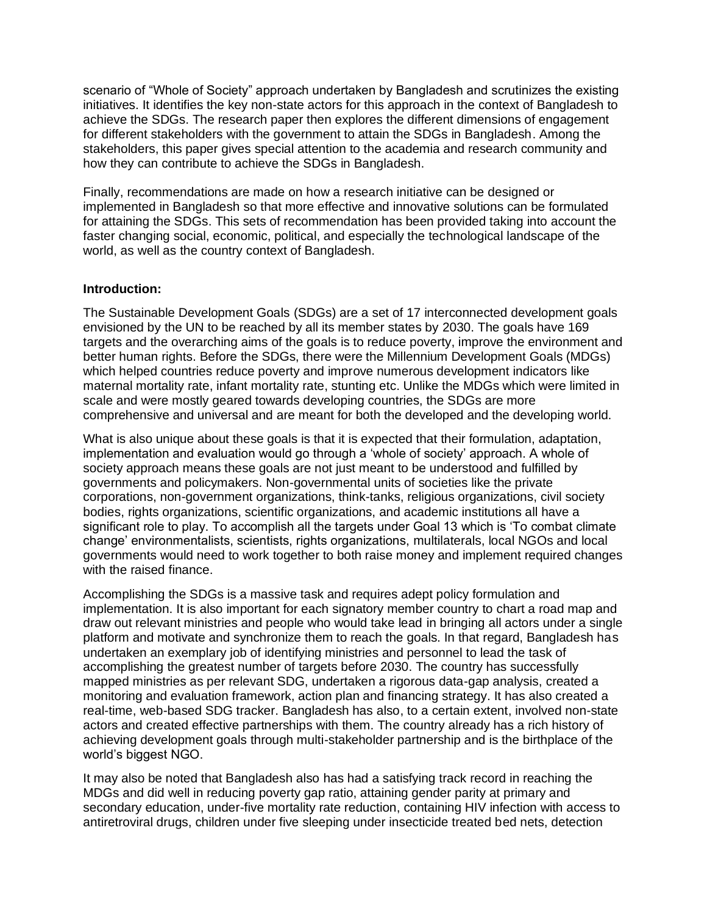scenario of “Whole of Society” approach undertaken by Bangladesh and scrutinizes the existing initiatives. It identifies the key non-state actors for this approach in the context of Bangladesh to achieve the SDGs. The research paper then explores the different dimensions of engagement for different stakeholders with the government to attain the SDGs in Bangladesh. Among the stakeholders, this paper gives special attention to the academia and research community and how they can contribute to achieve the SDGs in Bangladesh.

Finally, recommendations are made on how a research initiative can be designed or implemented in Bangladesh so that more effective and innovative solutions can be formulated for attaining the SDGs. This sets of recommendation has been provided taking into account the faster changing social, economic, political, and especially the technological landscape of the world, as well as the country context of Bangladesh.

**Introduction:**

The Sustainable Development Goals (SDGs) are a set of 17 interconnected development goals envisioned by the UN to be reached by all its member states by 2030. The goals have 169 targets and the overarching aims of the goals is to reduce poverty, improve the environment and better human rights. Before the SDGs, there were the Millennium Development Goals (MDGs) which helped countries reduce poverty and improve numerous development indicators like maternal mortality rate, infant mortality rate, stunting etc. Unlike the MDGs which were limited in scale and were mostly geared towards developing countries, the SDGs are more comprehensive and universal and are meant for both the developed and the developing world.

What is also unique about these goals is that it is expected that their formulation, adaptation, implementation and evaluation would go through a ‘whole of society’ approach. A whole of society approach means these goals are not just meant to be understood and fulfilled by governments and policymakers. Non-governmental units of societies like the private corporations, non-government organizations, think-tanks, religious organizations, civil society bodies, rights organizations, scientific organizations, and academic institutions all have a significant role to play. To accomplish all the targets under Goal 13 which is ‘To combat climate change’ environmentalists, scientists, rights organizations, multilaterals, local NGOs and local governments would need to work together to both raise money and implement required changes with the raised finance.

Accomplishing the SDGs is a massive task and requires adept policy formulation and implementation. It is also important for each signatory member country to chart a road map and draw out relevant ministries and people who would take lead in bringing all actors under a single platform and motivate and synchronize them to reach the goals. In that regard, Bangladesh has undertaken an exemplary job of identifying ministries and personnel to lead the task of accomplishing the greatest number of targets before 2030. The country has successfully mapped ministries as per relevant SDG, undertaken a rigorous data-gap analysis, created a monitoring and evaluation framework, action plan and financing strategy. It has also created a real-time, web-based SDG tracker. Bangladesh has also, to a certain extent, involved non-state actors and created effective partnerships with them. The country already has a rich history of achieving development goals through multi-stakeholder partnership and is the birthplace of the world’s biggest NGO.

It may also be noted that Bangladesh also has had a satisfying track record in reaching the MDGs and did well in reducing poverty gap ratio, attaining gender parity at primary and secondary education, under-five mortality rate reduction, containing HIV infection with access to antiretroviral drugs, children under five sleeping under insecticide treated bed nets, detection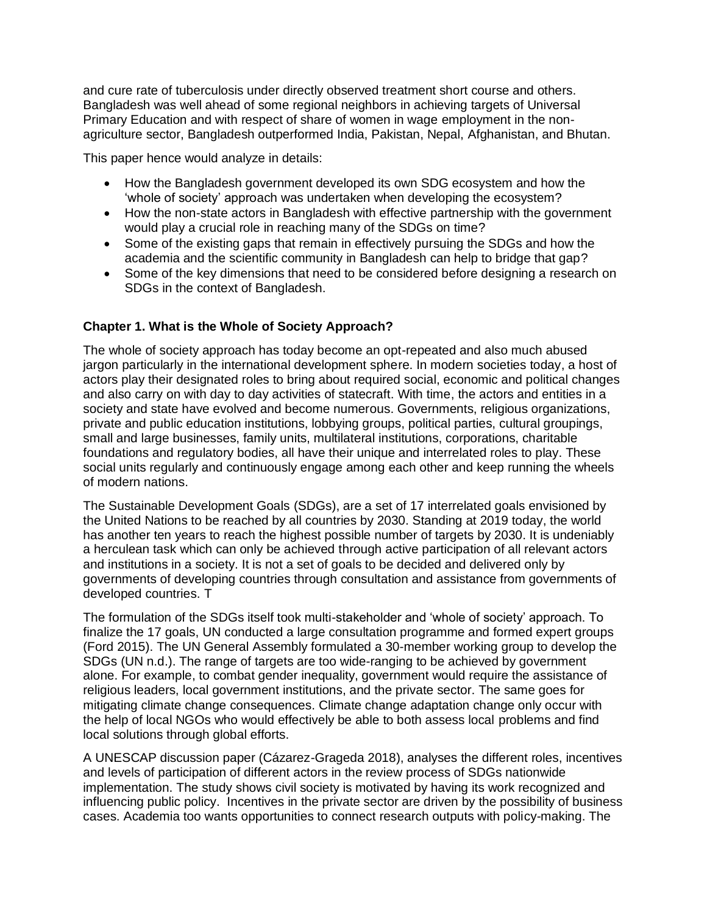and cure rate of tuberculosis under directly observed treatment short course and others. Bangladesh was well ahead of some regional neighbors in achieving targets of Universal Primary Education and with respect of share of women in wage employment in the non-agriculture sector, Bangladesh outperformed India, Pakistan, Nepal, Afghanistan, and Bhutan.

This paper hence would analyze in details:

- How the Bangladesh government developed its own SDG ecosystem and how the 'whole of society' approach was undertaken when developing the ecosystem?
- How the non-state actors in Bangladesh with effective partnership with the government would play a crucial role in reaching many of the SDGs on time?
- Some of the existing gaps that remain in effectively pursuing the SDGs and how the academia and the scientific community in Bangladesh can help to bridge that gap?
- Some of the key dimensions that need to be considered before designing a research on SDGs in the context of Bangladesh.

## Chapter 1. What is the Whole of Society Approach?

The whole of society approach has today become an opt-repeated and also much abused jargon particularly in the international development sphere. In modern societies today, a host of actors play their designated roles to bring about required social, economic and political changes and also carry on with day to day activities of statecraft. With time, the actors and entities in a society and state have evolved and become numerous. Governments, religious organizations, private and public education institutions, lobbying groups, political parties, cultural groupings, small and large businesses, family units, multilateral institutions, corporations, charitable foundations and regulatory bodies, all have their unique and interrelated roles to play. These social units regularly and continuously engage among each other and keep running the wheels of modern nations.

The Sustainable Development Goals (SDGs), are a set of 17 interrelated goals envisioned by the United Nations to be reached by all countries by 2030. Standing at 2019 today, the world has another ten years to reach the highest possible number of targets by 2030. It is undeniably a herculean task which can only be achieved through active participation of all relevant actors and institutions in a society. It is not a set of goals to be decided and delivered only by governments of developing countries through consultation and assistance from governments of developed countries. T

The formulation of the SDGs itself took multi-stakeholder and 'whole of society' approach. To finalize the 17 goals, UN conducted a large consultation programme and formed expert groups (Ford 2015). The UN General Assembly formulated a 30-member working group to develop the SDGs (UN n.d.). The range of targets are too wide-ranging to be achieved by government alone. For example, to combat gender inequality, government would require the assistance of religious leaders, local government institutions, and the private sector. The same goes for mitigating climate change consequences. Climate change adaptation change only occur with the help of local NGOs who would effectively be able to both assess local problems and find local solutions through global efforts.

A UNESCAP discussion paper (Cázarez-Grageda 2018), analyses the different roles, incentives and levels of participation of different actors in the review process of SDGs nationwide implementation. The study shows civil society is motivated by having its work recognized and influencing public policy. Incentives in the private sector are driven by the possibility of business cases. Academia too wants opportunities to connect research outputs with policy-making. The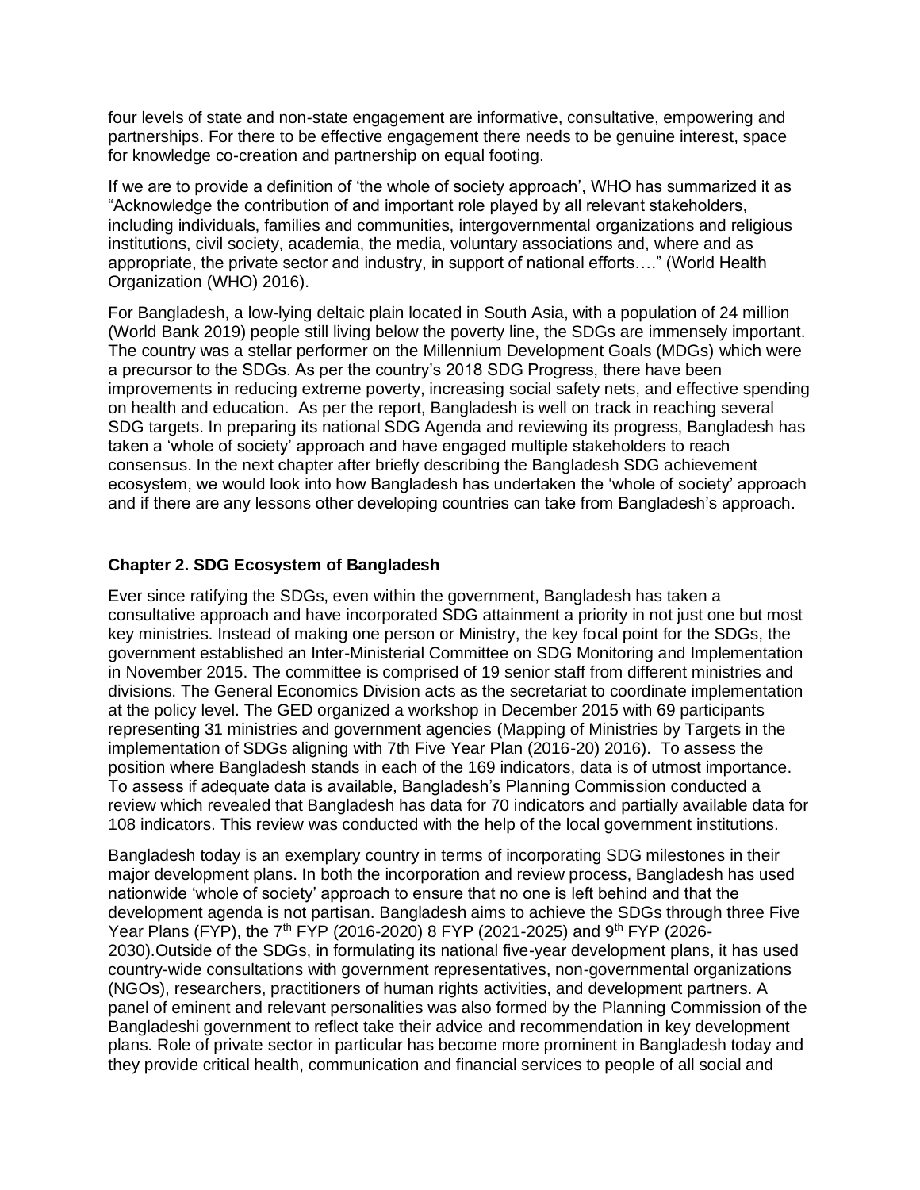four levels of state and non-state engagement are informative, consultative, empowering and partnerships. For there to be effective engagement there needs to be genuine interest, space for knowledge co-creation and partnership on equal footing.

If we are to provide a definition of 'the whole of society approach', WHO has summarized it as "Acknowledge the contribution of and important role played by all relevant stakeholders, including individuals, families and communities, intergovernmental organizations and religious institutions, civil society, academia, the media, voluntary associations and, where and as appropriate, the private sector and industry, in support of national efforts…." (World Health Organization (WHO) 2016).

For Bangladesh, a low-lying deltaic plain located in South Asia, with a population of 24 million (World Bank 2019) people still living below the poverty line, the SDGs are immensely important. The country was a stellar performer on the Millennium Development Goals (MDGs) which were a precursor to the SDGs. As per the country's 2018 SDG Progress, there have been improvements in reducing extreme poverty, increasing social safety nets, and effective spending on health and education. As per the report, Bangladesh is well on track in reaching several SDG targets. In preparing its national SDG Agenda and reviewing its progress, Bangladesh has taken a 'whole of society' approach and have engaged multiple stakeholders to reach consensus. In the next chapter after briefly describing the Bangladesh SDG achievement ecosystem, we would look into how Bangladesh has undertaken the 'whole of society' approach and if there are any lessons other developing countries can take from Bangladesh's approach.

### Chapter 2. SDG Ecosystem of Bangladesh

Ever since ratifying the SDGs, even within the government, Bangladesh has taken a consultative approach and have incorporated SDG attainment a priority in not just one but most key ministries. Instead of making one person or Ministry, the key focal point for the SDGs, the government established an Inter-Ministerial Committee on SDG Monitoring and Implementation in November 2015. The committee is comprised of 19 senior staff from different ministries and divisions. The General Economics Division acts as the secretariat to coordinate implementation at the policy level. The GED organized a workshop in December 2015 with 69 participants representing 31 ministries and government agencies (Mapping of Ministries by Targets in the implementation of SDGs aligning with 7th Five Year Plan (2016-20) 2016). To assess the position where Bangladesh stands in each of the 169 indicators, data is of utmost importance. To assess if adequate data is available, Bangladesh's Planning Commission conducted a review which revealed that Bangladesh has data for 70 indicators and partially available data for 108 indicators. This review was conducted with the help of the local government institutions.

Bangladesh today is an exemplary country in terms of incorporating SDG milestones in their major development plans. In both the incorporation and review process, Bangladesh has used nationwide 'whole of society' approach to ensure that no one is left behind and that the development agenda is not partisan. Bangladesh aims to achieve the SDGs through three Five Year Plans (FYP), the 7th FYP (2016-2020) 8 FYP (2021-2025) and 9th FYP (2026-2030).Outside of the SDGs, in formulating its national five-year development plans, it has used country-wide consultations with government representatives, non-governmental organizations (NGOs), researchers, practitioners of human rights activities, and development partners. A panel of eminent and relevant personalities was also formed by the Planning Commission of the Bangladeshi government to reflect take their advice and recommendation in key development plans. Role of private sector in particular has become more prominent in Bangladesh today and they provide critical health, communication and financial services to people of all social and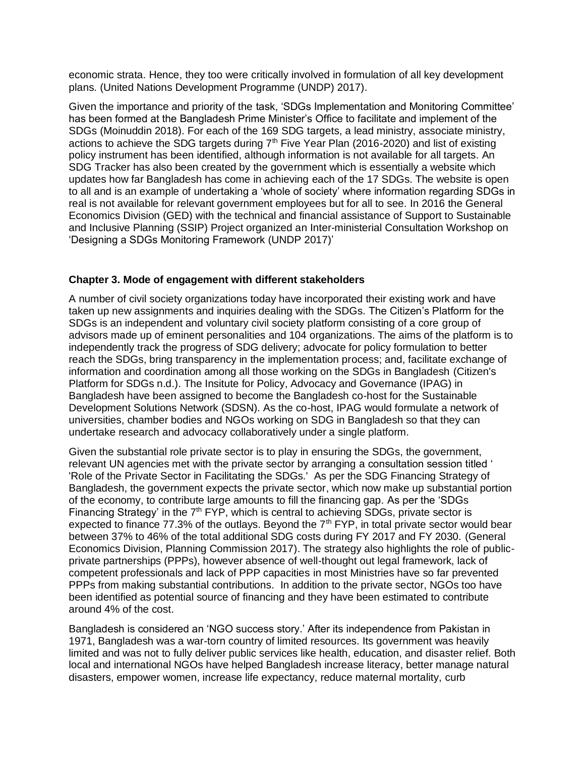economic strata. Hence, they too were critically involved in formulation of all key development plans. (United Nations Development Programme (UNDP) 2017).

Given the importance and priority of the task, 'SDGs Implementation and Monitoring Committee' has been formed at the Bangladesh Prime Minister's Office to facilitate and implement of the SDGs (Moinuddin 2018). For each of the 169 SDG targets, a lead ministry, associate ministry, actions to achieve the SDG targets during 7th Five Year Plan (2016-2020) and list of existing policy instrument has been identified, although information is not available for all targets. An SDG Tracker has also been created by the government which is essentially a website which updates how far Bangladesh has come in achieving each of the 17 SDGs. The website is open to all and is an example of undertaking a 'whole of society' where information regarding SDGs in real is not available for relevant government employees but for all to see. In 2016 the General Economics Division (GED) with the technical and financial assistance of Support to Sustainable and Inclusive Planning (SSIP) Project organized an Inter-ministerial Consultation Workshop on 'Designing a SDGs Monitoring Framework (UNDP 2017)'

### Chapter 3. Mode of engagement with different stakeholders

A number of civil society organizations today have incorporated their existing work and have taken up new assignments and inquiries dealing with the SDGs. The Citizen's Platform for the SDGs is an independent and voluntary civil society platform consisting of a core group of advisors made up of eminent personalities and 104 organizations. The aims of the platform is to independently track the progress of SDG delivery; advocate for policy formulation to better reach the SDGs, bring transparency in the implementation process; and, facilitate exchange of information and coordination among all those working on the SDGs in Bangladesh (Citizen's Platform for SDGs n.d.). The Insitute for Policy, Advocacy and Governance (IPAG) in Bangladesh have been assigned to become the Bangladesh co-host for the Sustainable Development Solutions Network (SDSN). As the co-host, IPAG would formulate a network of universities, chamber bodies and NGOs working on SDG in Bangladesh so that they can undertake research and advocacy collaboratively under a single platform.

Given the substantial role private sector is to play in ensuring the SDGs, the government, relevant UN agencies met with the private sector by arranging a consultation session titled ' 'Role of the Private Sector in Facilitating the SDGs.' As per the SDG Financing Strategy of Bangladesh, the government expects the private sector, which now make up substantial portion of the economy, to contribute large amounts to fill the financing gap. As per the 'SDGs Financing Strategy' in the 7th FYP, which is central to achieving SDGs, private sector is expected to finance 77.3% of the outlays. Beyond the 7th FYP, in total private sector would bear between 37% to 46% of the total additional SDG costs during FY 2017 and FY 2030. (General Economics Division, Planning Commission 2017). The strategy also highlights the role of public-private partnerships (PPPs), however absence of well-thought out legal framework, lack of competent professionals and lack of PPP capacities in most Ministries have so far prevented PPPs from making substantial contributions. In addition to the private sector, NGOs too have been identified as potential source of financing and they have been estimated to contribute around 4% of the cost.

Bangladesh is considered an 'NGO success story.' After its independence from Pakistan in 1971, Bangladesh was a war-torn country of limited resources. Its government was heavily limited and was not to fully deliver public services like health, education, and disaster relief. Both local and international NGOs have helped Bangladesh increase literacy, better manage natural disasters, empower women, increase life expectancy, reduce maternal mortality, curb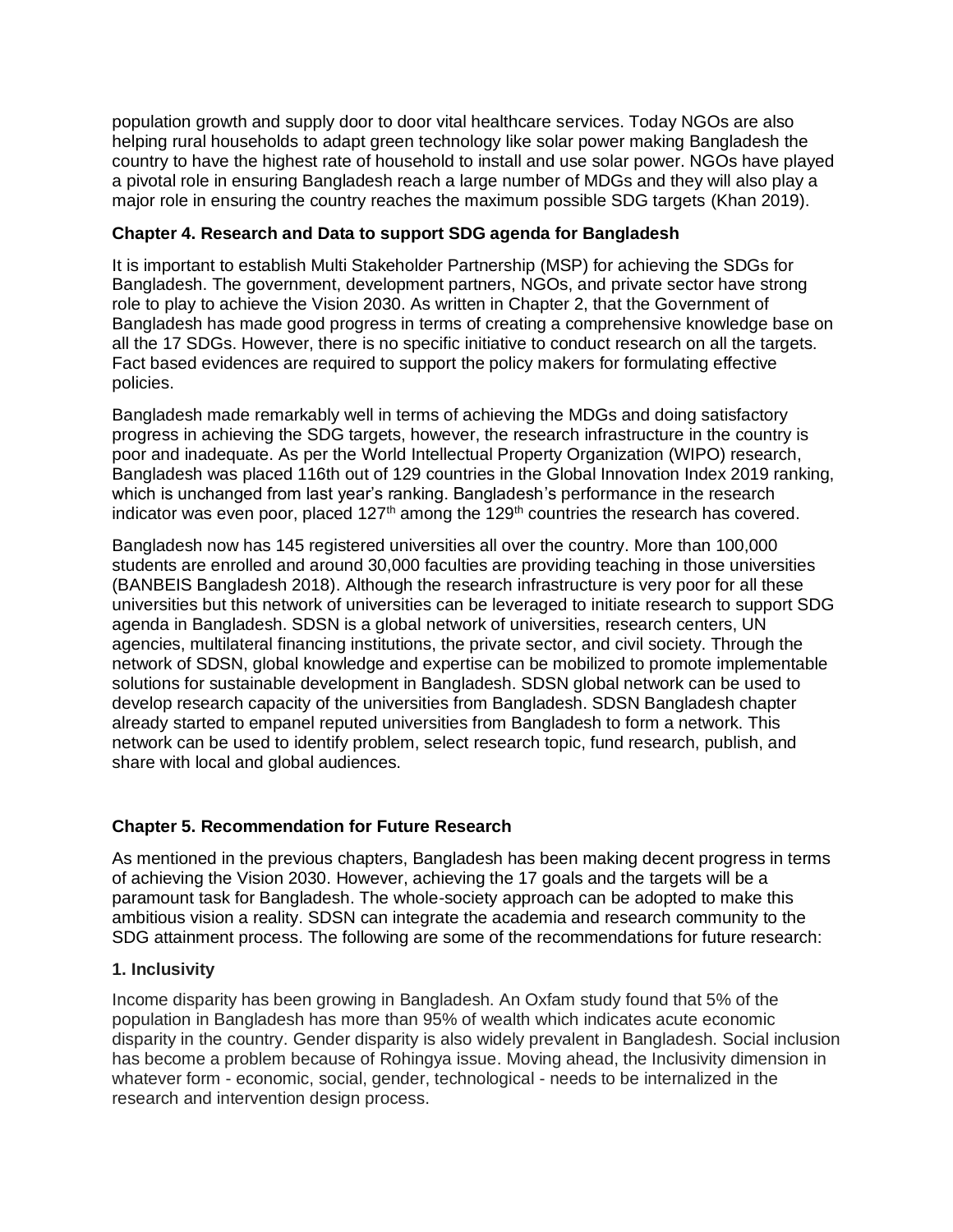population growth and supply door to door vital healthcare services. Today NGOs are also helping rural households to adapt green technology like solar power making Bangladesh the country to have the highest rate of household to install and use solar power. NGOs have played a pivotal role in ensuring Bangladesh reach a large number of MDGs and they will also play a major role in ensuring the country reaches the maximum possible SDG targets (Khan 2019).

## Chapter 4. Research and Data to support SDG agenda for Bangladesh

It is important to establish Multi Stakeholder Partnership (MSP) for achieving the SDGs for Bangladesh. The government, development partners, NGOs, and private sector have strong role to play to achieve the Vision 2030. As written in Chapter 2, that the Government of Bangladesh has made good progress in terms of creating a comprehensive knowledge base on all the 17 SDGs. However, there is no specific initiative to conduct research on all the targets. Fact based evidences are required to support the policy makers for formulating effective policies.

Bangladesh made remarkably well in terms of achieving the MDGs and doing satisfactory progress in achieving the SDG targets, however, the research infrastructure in the country is poor and inadequate. As per the World Intellectual Property Organization (WIPO) research, Bangladesh was placed 116th out of 129 countries in the Global Innovation Index 2019 ranking, which is unchanged from last year's ranking. Bangladesh's performance in the research indicator was even poor, placed 127th among the 129th countries the research has covered.

Bangladesh now has 145 registered universities all over the country. More than 100,000 students are enrolled and around 30,000 faculties are providing teaching in those universities (BANBEIS Bangladesh 2018). Although the research infrastructure is very poor for all these universities but this network of universities can be leveraged to initiate research to support SDG agenda in Bangladesh. SDSN is a global network of universities, research centers, UN agencies, multilateral financing institutions, the private sector, and civil society. Through the network of SDSN, global knowledge and expertise can be mobilized to promote implementable solutions for sustainable development in Bangladesh. SDSN global network can be used to develop research capacity of the universities from Bangladesh. SDSN Bangladesh chapter already started to empanel reputed universities from Bangladesh to form a network. This network can be used to identify problem, select research topic, fund research, publish, and share with local and global audiences.

## Chapter 5. Recommendation for Future Research

As mentioned in the previous chapters, Bangladesh has been making decent progress in terms of achieving the Vision 2030. However, achieving the 17 goals and the targets will be a paramount task for Bangladesh. The whole-society approach can be adopted to make this ambitious vision a reality. SDSN can integrate the academia and research community to the SDG attainment process. The following are some of the recommendations for future research:

### 1. Inclusivity

Income disparity has been growing in Bangladesh. An Oxfam study found that 5% of the population in Bangladesh has more than 95% of wealth which indicates acute economic disparity in the country. Gender disparity is also widely prevalent in Bangladesh. Social inclusion has become a problem because of Rohingya issue. Moving ahead, the Inclusivity dimension in whatever form - economic, social, gender, technological - needs to be internalized in the research and intervention design process.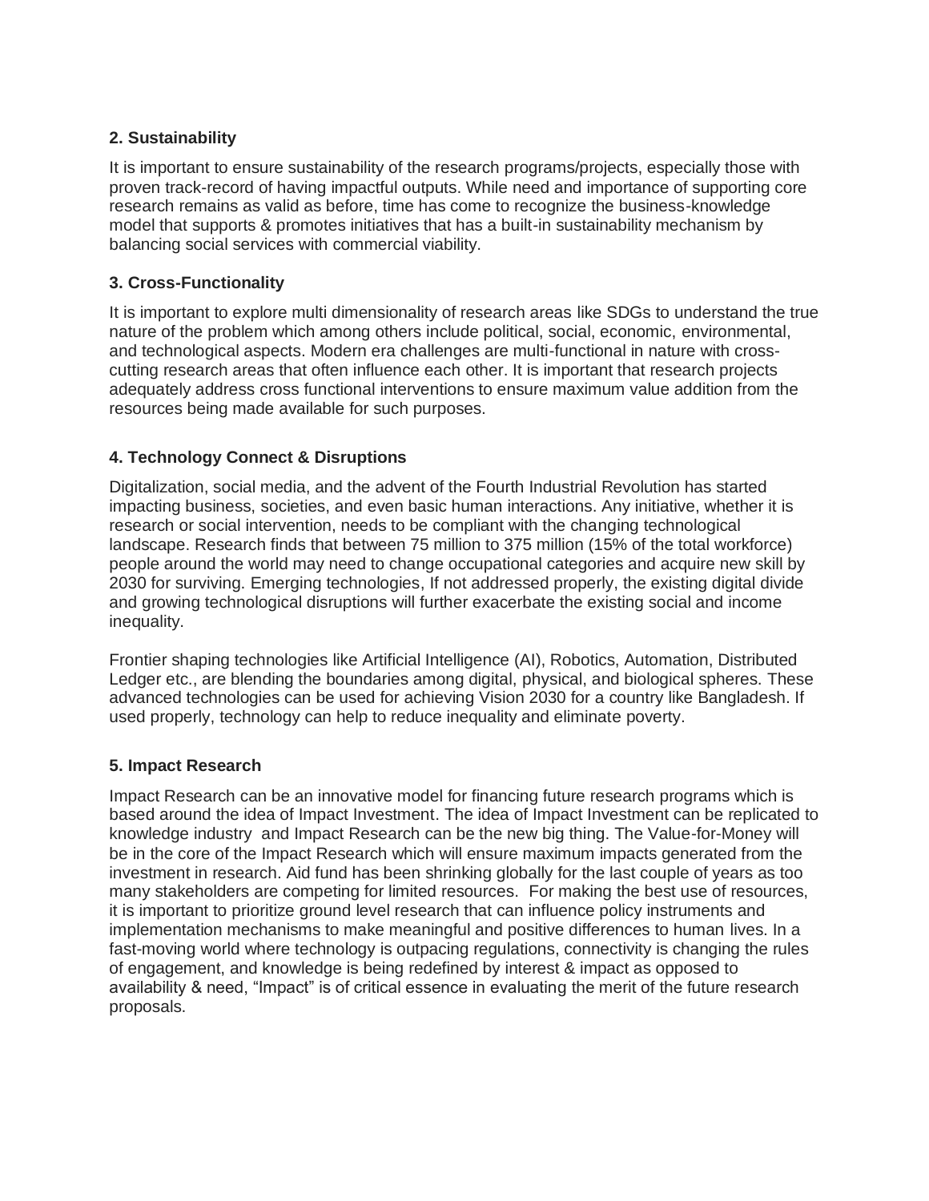**2. Sustainability**

It is important to ensure sustainability of the research programs/projects, especially those with proven track-record of having impactful outputs. While need and importance of supporting core research remains as valid as before, time has come to recognize the business-knowledge model that supports & promotes initiatives that has a built-in sustainability mechanism by balancing social services with commercial viability.

**3. Cross-Functionality**

It is important to explore multi dimensionality of research areas like SDGs to understand the true nature of the problem which among others include political, social, economic, environmental, and technological aspects. Modern era challenges are multi-functional in nature with cross-cutting research areas that often influence each other. It is important that research projects adequately address cross functional interventions to ensure maximum value addition from the resources being made available for such purposes.

**4. Technology Connect & Disruptions**

Digitalization, social media, and the advent of the Fourth Industrial Revolution has started impacting business, societies, and even basic human interactions. Any initiative, whether it is research or social intervention, needs to be compliant with the changing technological landscape. Research finds that between 75 million to 375 million (15% of the total workforce) people around the world may need to change occupational categories and acquire new skill by 2030 for surviving. Emerging technologies, If not addressed properly, the existing digital divide and growing technological disruptions will further exacerbate the existing social and income inequality.

Frontier shaping technologies like Artificial Intelligence (AI), Robotics, Automation, Distributed Ledger etc., are blending the boundaries among digital, physical, and biological spheres. These advanced technologies can be used for achieving Vision 2030 for a country like Bangladesh. If used properly, technology can help to reduce inequality and eliminate poverty.

**5. Impact Research**

Impact Research can be an innovative model for financing future research programs which is based around the idea of Impact Investment. The idea of Impact Investment can be replicated to knowledge industry and Impact Research can be the new big thing. The Value-for-Money will be in the core of the Impact Research which will ensure maximum impacts generated from the investment in research. Aid fund has been shrinking globally for the last couple of years as too many stakeholders are competing for limited resources. For making the best use of resources, it is important to prioritize ground level research that can influence policy instruments and implementation mechanisms to make meaningful and positive differences to human lives. In a fast-moving world where technology is outpacing regulations, connectivity is changing the rules of engagement, and knowledge is being redefined by interest & impact as opposed to availability & need, "Impact" is of critical essence in evaluating the merit of the future research proposals.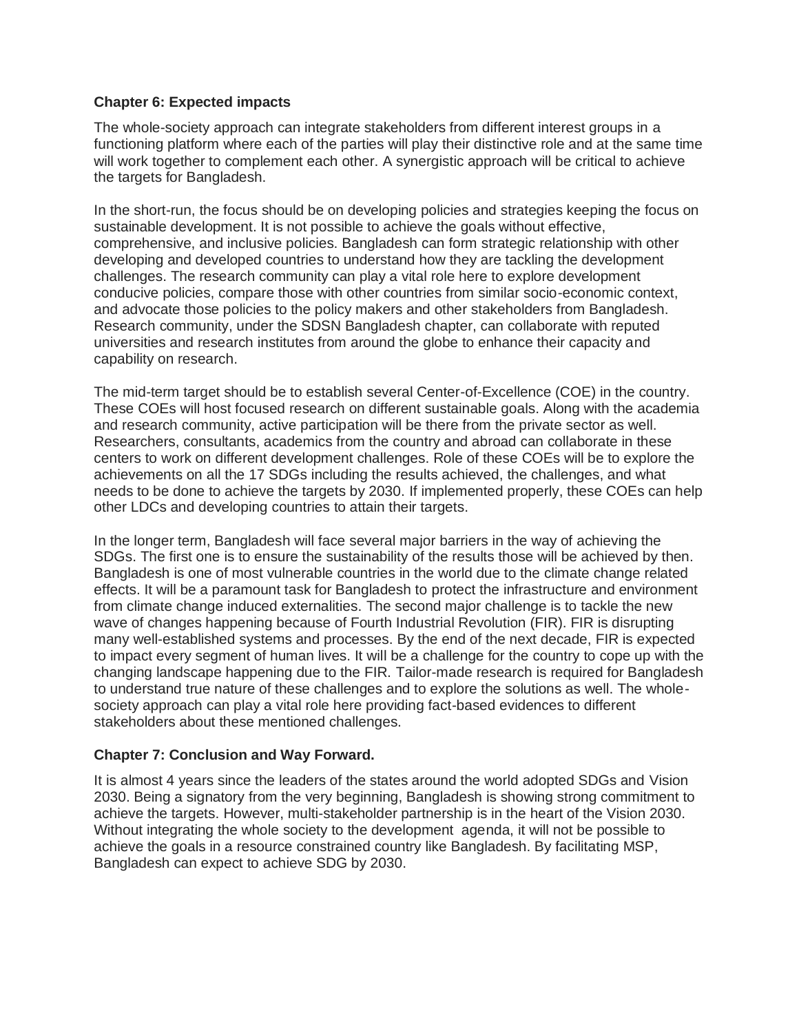## Chapter 6: Expected impacts

The whole-society approach can integrate stakeholders from different interest groups in a functioning platform where each of the parties will play their distinctive role and at the same time will work together to complement each other. A synergistic approach will be critical to achieve the targets for Bangladesh.

In the short-run, the focus should be on developing policies and strategies keeping the focus on sustainable development. It is not possible to achieve the goals without effective, comprehensive, and inclusive policies. Bangladesh can form strategic relationship with other developing and developed countries to understand how they are tackling the development challenges. The research community can play a vital role here to explore development conducive policies, compare those with other countries from similar socio-economic context, and advocate those policies to the policy makers and other stakeholders from Bangladesh. Research community, under the SDSN Bangladesh chapter, can collaborate with reputed universities and research institutes from around the globe to enhance their capacity and capability on research.

The mid-term target should be to establish several Center-of-Excellence (COE) in the country. These COEs will host focused research on different sustainable goals. Along with the academia and research community, active participation will be there from the private sector as well. Researchers, consultants, academics from the country and abroad can collaborate in these centers to work on different development challenges. Role of these COEs will be to explore the achievements on all the 17 SDGs including the results achieved, the challenges, and what needs to be done to achieve the targets by 2030. If implemented properly, these COEs can help other LDCs and developing countries to attain their targets.

In the longer term, Bangladesh will face several major barriers in the way of achieving the SDGs. The first one is to ensure the sustainability of the results those will be achieved by then. Bangladesh is one of most vulnerable countries in the world due to the climate change related effects. It will be a paramount task for Bangladesh to protect the infrastructure and environment from climate change induced externalities. The second major challenge is to tackle the new wave of changes happening because of Fourth Industrial Revolution (FIR). FIR is disrupting many well-established systems and processes. By the end of the next decade, FIR is expected to impact every segment of human lives. It will be a challenge for the country to cope up with the changing landscape happening due to the FIR. Tailor-made research is required for Bangladesh to understand true nature of these challenges and to explore the solutions as well. The whole-society approach can play a vital role here providing fact-based evidences to different stakeholders about these mentioned challenges.

## Chapter 7: Conclusion and Way Forward.

It is almost 4 years since the leaders of the states around the world adopted SDGs and Vision 2030. Being a signatory from the very beginning, Bangladesh is showing strong commitment to achieve the targets. However, multi-stakeholder partnership is in the heart of the Vision 2030. Without integrating the whole society to the development agenda, it will not be possible to achieve the goals in a resource constrained country like Bangladesh. By facilitating MSP, Bangladesh can expect to achieve SDG by 2030.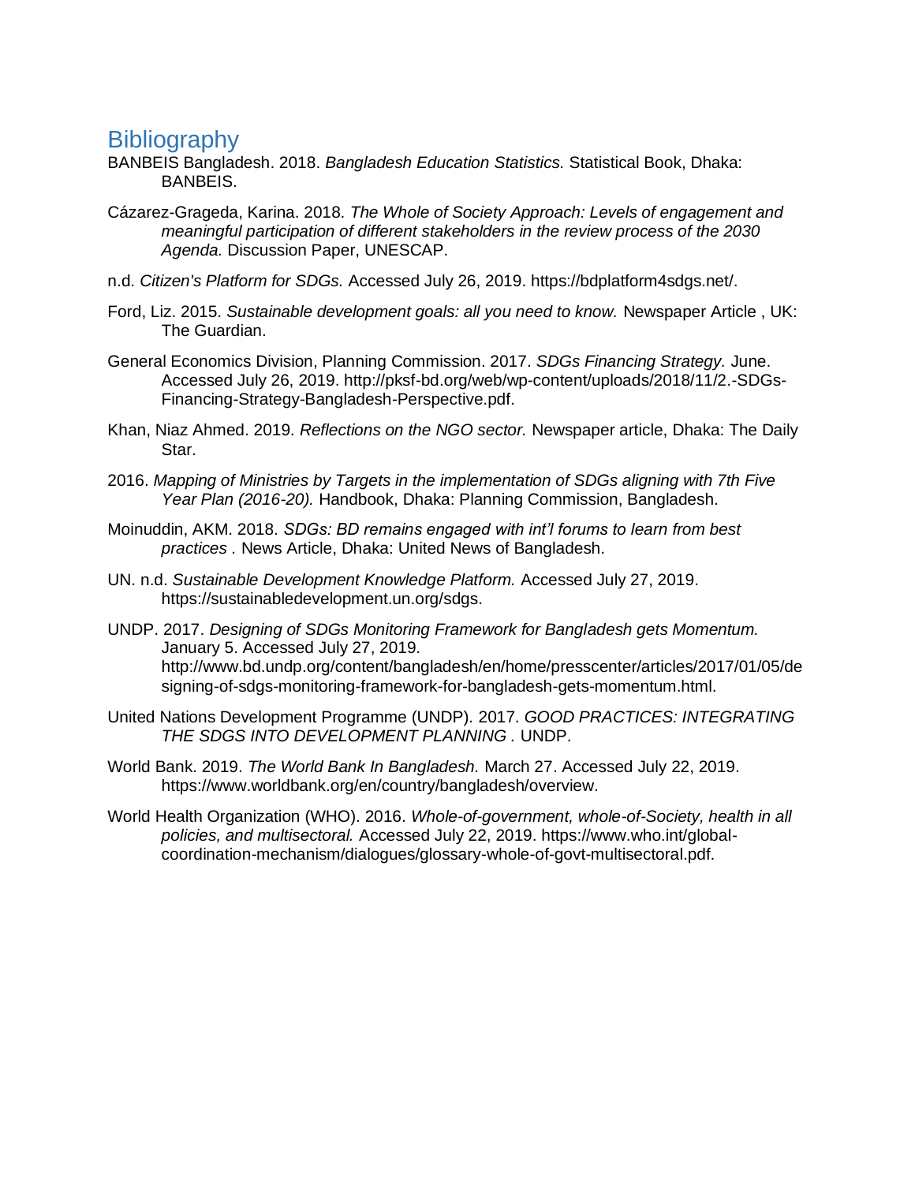## Bibliography

BANBEIS Bangladesh. 2018. *Bangladesh Education Statistics.* Statistical Book, Dhaka: BANBEIS.

Cázarez-Grageda, Karina. 2018. *The Whole of Society Approach: Levels of engagement and meaningful participation of different stakeholders in the review process of the 2030 Agenda.* Discussion Paper, UNESCAP.

n.d. *Citizen's Platform for SDGs.* Accessed July 26, 2019. https://bdplatform4sdgs.net/.

Ford, Liz. 2015. *Sustainable development goals: all you need to know.* Newspaper Article , UK: The Guardian.

General Economics Division, Planning Commission. 2017. *SDGs Financing Strategy.* June. Accessed July 26, 2019. http://pksf-bd.org/web/wp-content/uploads/2018/11/2.-SDGs-Financing-Strategy-Bangladesh-Perspective.pdf.

Khan, Niaz Ahmed. 2019. *Reflections on the NGO sector.* Newspaper article, Dhaka: The Daily Star.

2016. *Mapping of Ministries by Targets in the implementation of SDGs aligning with 7th Five Year Plan (2016-20).* Handbook, Dhaka: Planning Commission, Bangladesh.

Moinuddin, AKM. 2018. *SDGs: BD remains engaged with int'l forums to learn from best practices .* News Article, Dhaka: United News of Bangladesh.

UN. n.d. *Sustainable Development Knowledge Platform.* Accessed July 27, 2019. https://sustainabledevelopment.un.org/sdgs.

UNDP. 2017. *Designing of SDGs Monitoring Framework for Bangladesh gets Momentum.* January 5. Accessed July 27, 2019. http://www.bd.undp.org/content/bangladesh/en/home/presscenter/articles/2017/01/05/designing-of-sdgs-monitoring-framework-for-bangladesh-gets-momentum.html.

United Nations Development Programme (UNDP). 2017. *GOOD PRACTICES: INTEGRATING THE SDGS INTO DEVELOPMENT PLANNING .* UNDP.

World Bank. 2019. *The World Bank In Bangladesh.* March 27. Accessed July 22, 2019. https://www.worldbank.org/en/country/bangladesh/overview.

World Health Organization (WHO). 2016. *Whole-of-government, whole-of-Society, health in all policies, and multisectoral.* Accessed July 22, 2019. https://www.who.int/global-coordination-mechanism/dialogues/glossary-whole-of-govt-multisectoral.pdf.